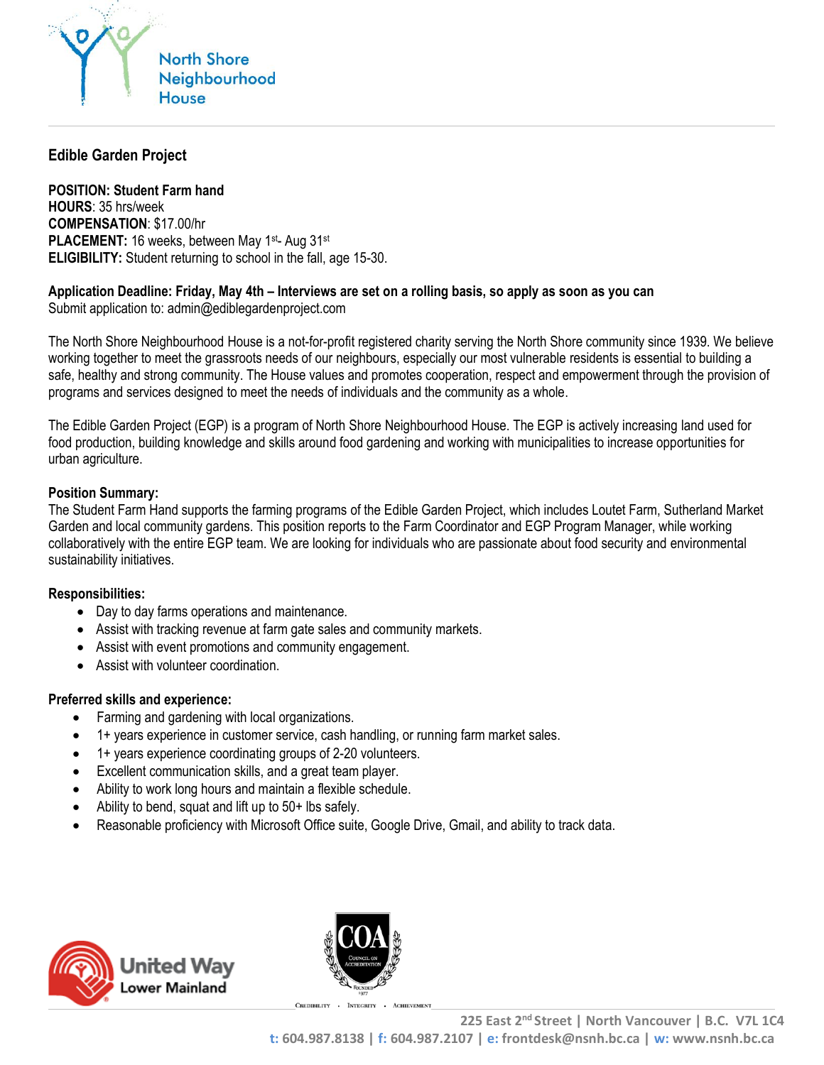North Shore Neighbourhood House

## Edible Garden Project

**POSITION: Student Farm hand**
**HOURS**: 35 hrs/week
**COMPENSATION**: $17.00/hr
**PLACEMENT:** 16 weeks, between May 1st- Aug 31st
**ELIGIBILITY:** Student returning to school in the fall, age 15-30.

**Application Deadline: Friday, May 4th – Interviews are set on a rolling basis, so apply as soon as you can**
Submit application to: admin@ediblegardenproject.com

The North Shore Neighbourhood House is a not-for-profit registered charity serving the North Shore community since 1939. We believe working together to meet the grassroots needs of our neighbours, especially our most vulnerable residents is essential to building a safe, healthy and strong community. The House values and promotes cooperation, respect and empowerment through the provision of programs and services designed to meet the needs of individuals and the community as a whole.

The Edible Garden Project (EGP) is a program of North Shore Neighbourhood House. The EGP is actively increasing land used for food production, building knowledge and skills around food gardening and working with municipalities to increase opportunities for urban agriculture.

**Position Summary:**
The Student Farm Hand supports the farming programs of the Edible Garden Project, which includes Loutet Farm, Sutherland Market Garden and local community gardens. This position reports to the Farm Coordinator and EGP Program Manager, while working collaboratively with the entire EGP team. We are looking for individuals who are passionate about food security and environmental sustainability initiatives.

**Responsibilities:**

- Day to day farms operations and maintenance.
- Assist with tracking revenue at farm gate sales and community markets.
- Assist with event promotions and community engagement.
- Assist with volunteer coordination.

**Preferred skills and experience:**

- Farming and gardening with local organizations.
- 1+ years experience in customer service, cash handling, or running farm market sales.
- 1+ years experience coordinating groups of 2-20 volunteers.
- Excellent communication skills, and a great team player.
- Ability to work long hours and maintain a flexible schedule.
- Ability to bend, squat and lift up to 50+ lbs safely.
- Reasonable proficiency with Microsoft Office suite, Google Drive, Gmail, and ability to track data.

United Way Lower Mainland

COA Council on Accreditation Founded 1977 — Credibility · Integrity · Achievement

225 East 2nd Street | North Vancouver | B.C. V7L 1C4
t: 604.987.8138 | f: 604.987.2107 | e: frontdesk@nsnh.bc.ca | w: www.nsnh.bc.ca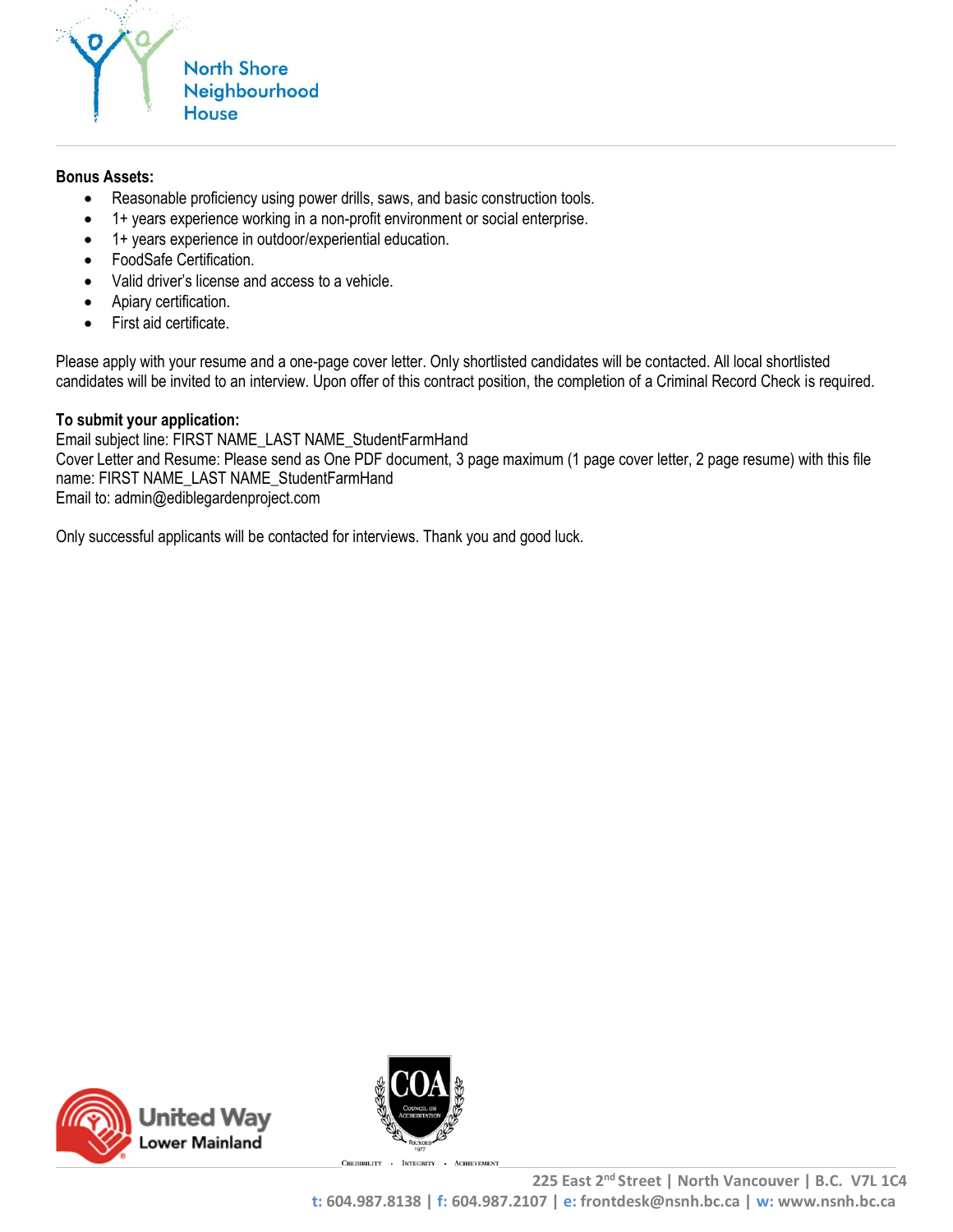**Bonus Assets:**

- Reasonable proficiency using power drills, saws, and basic construction tools.
- 1+ years experience working in a non-profit environment or social enterprise.
- 1+ years experience in outdoor/experiential education.
- FoodSafe Certification.
- Valid driver's license and access to a vehicle.
- Apiary certification.
- First aid certificate.

Please apply with your resume and a one-page cover letter. Only shortlisted candidates will be contacted. All local shortlisted candidates will be invited to an interview. Upon offer of this contract position, the completion of a Criminal Record Check is required.

**To submit your application:**

Email subject line: FIRST NAME_LAST NAME_StudentFarmHand
Cover Letter and Resume: Please send as One PDF document, 3 page maximum (1 page cover letter, 2 page resume) with this file name: FIRST NAME_LAST NAME_StudentFarmHand
Email to: admin@ediblegardenproject.com

Only successful applicants will be contacted for interviews. Thank you and good luck.